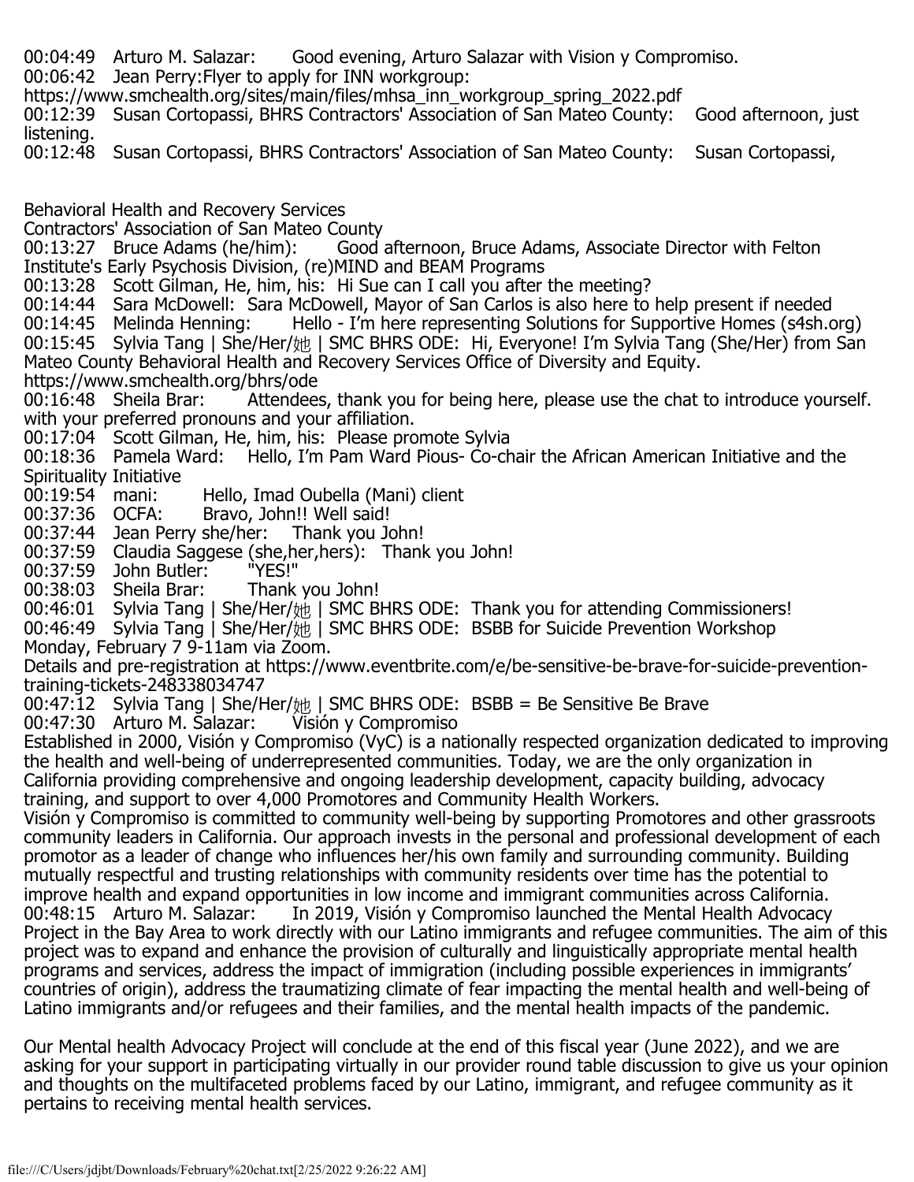00:04:49 Arturo M. Salazar: Good evening, Arturo Salazar with Vision y Compromiso.
00:06:42 Jean Perry:Flyer to apply for INN workgroup:
https://www.smchealth.org/sites/main/files/mhsa_inn_workgroup_spring_2022.pdf
00:12:39 Susan Cortopassi, BHRS Contractors' Association of San Mateo County: Good afternoon, just listening.
00:12:48 Susan Cortopassi, BHRS Contractors' Association of San Mateo County: Susan Cortopassi,

Behavioral Health and Recovery Services
Contractors' Association of San Mateo County
00:13:27 Bruce Adams (he/him): Good afternoon, Bruce Adams, Associate Director with Felton Institute's Early Psychosis Division, (re)MIND and BEAM Programs
00:13:28 Scott Gilman, He, him, his: Hi Sue can I call you after the meeting?
00:14:44 Sara McDowell: Sara McDowell, Mayor of San Carlos is also here to help present if needed
00:14:45 Melinda Henning: Hello - I'm here representing Solutions for Supportive Homes (s4sh.org)
00:15:45 Sylvia Tang | She/Her/她 | SMC BHRS ODE: Hi, Everyone! I'm Sylvia Tang (She/Her) from San Mateo County Behavioral Health and Recovery Services Office of Diversity and Equity.
https://www.smchealth.org/bhrs/ode
00:16:48 Sheila Brar: Attendees, thank you for being here, please use the chat to introduce yourself. with your preferred pronouns and your affiliation.
00:17:04 Scott Gilman, He, him, his: Please promote Sylvia
00:18:36 Pamela Ward: Hello, I'm Pam Ward Pious- Co-chair the African American Initiative and the Spirituality Initiative
00:19:54 mani: Hello, Imad Oubella (Mani) client
00:37:36 OCFA: Bravo, John!! Well said!
00:37:44 Jean Perry she/her: Thank you John!
00:37:59 Claudia Saggese (she,her,hers): Thank you John!
00:37:59 John Butler: "YES!"
00:38:03 Sheila Brar: Thank you John!
00:46:01 Sylvia Tang | She/Her/她 | SMC BHRS ODE: Thank you for attending Commissioners!
00:46:49 Sylvia Tang | She/Her/她 | SMC BHRS ODE: BSBB for Suicide Prevention Workshop
Monday, February 7 9-11am via Zoom.
Details and pre-registration at https://www.eventbrite.com/e/be-sensitive-be-brave-for-suicide-prevention-training-tickets-248338034747
00:47:12 Sylvia Tang | She/Her/她 | SMC BHRS ODE: BSBB = Be Sensitive Be Brave
00:47:30 Arturo M. Salazar: Visión y Compromiso
Established in 2000, Visión y Compromiso (VyC) is a nationally respected organization dedicated to improving the health and well-being of underrepresented communities. Today, we are the only organization in California providing comprehensive and ongoing leadership development, capacity building, advocacy training, and support to over 4,000 Promotores and Community Health Workers.
Visión y Compromiso is committed to community well-being by supporting Promotores and other grassroots community leaders in California. Our approach invests in the personal and professional development of each promotor as a leader of change who influences her/his own family and surrounding community. Building mutually respectful and trusting relationships with community residents over time has the potential to improve health and expand opportunities in low income and immigrant communities across California.
00:48:15 Arturo M. Salazar: In 2019, Visión y Compromiso launched the Mental Health Advocacy Project in the Bay Area to work directly with our Latino immigrants and refugee communities. The aim of this project was to expand and enhance the provision of culturally and linguistically appropriate mental health programs and services, address the impact of immigration (including possible experiences in immigrants' countries of origin), address the traumatizing climate of fear impacting the mental health and well-being of Latino immigrants and/or refugees and their families, and the mental health impacts of the pandemic.

Our Mental health Advocacy Project will conclude at the end of this fiscal year (June 2022), and we are asking for your support in participating virtually in our provider round table discussion to give us your opinion and thoughts on the multifaceted problems faced by our Latino, immigrant, and refugee community as it pertains to receiving mental health services.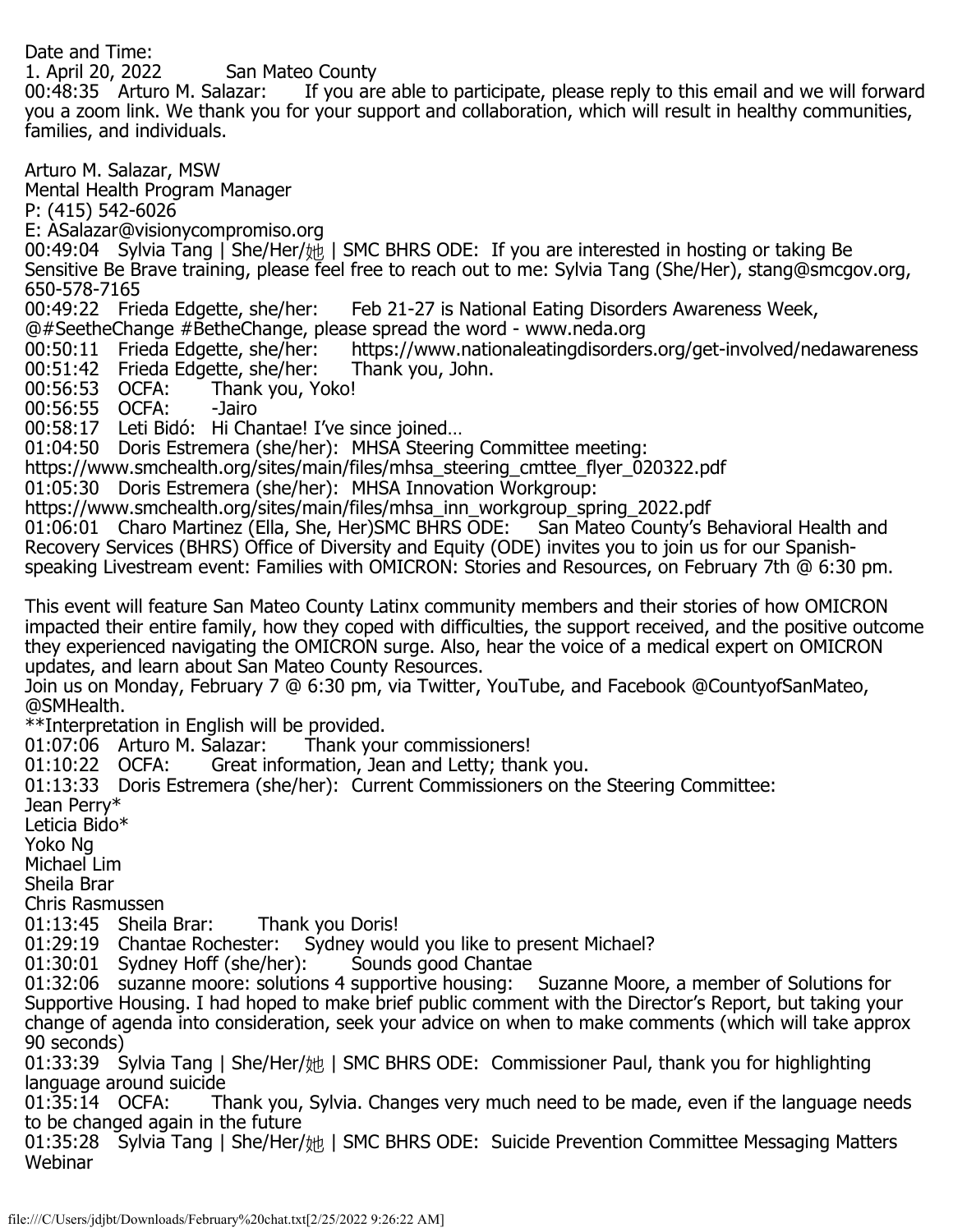Date and Time:
1. April 20, 2022 San Mateo County
00:48:35 Arturo M. Salazar: If you are able to participate, please reply to this email and we will forward you a zoom link. We thank you for your support and collaboration, which will result in healthy communities, families, and individuals.

Arturo M. Salazar, MSW
Mental Health Program Manager
P: (415) 542-6026
E: ASalazar@visionycompromiso.org
00:49:04 Sylvia Tang | She/Her/她 | SMC BHRS ODE: If you are interested in hosting or taking Be Sensitive Be Brave training, please feel free to reach out to me: Sylvia Tang (She/Her), stang@smcgov.org, 650-578-7165
00:49:22 Frieda Edgette, she/her: Feb 21-27 is National Eating Disorders Awareness Week, @#SeetheChange #BetheChange, please spread the word - www.neda.org
00:50:11 Frieda Edgette, she/her: https://www.nationaleatingdisorders.org/get-involved/nedawareness
00:51:42 Frieda Edgette, she/her: Thank you, John.
00:56:53 OCFA: Thank you, Yoko!
00:56:55 OCFA: -Jairo
00:58:17 Leti Bidó: Hi Chantae! I've since joined…
01:04:50 Doris Estremera (she/her): MHSA Steering Committee meeting:
https://www.smchealth.org/sites/main/files/mhsa_steering_cmttee_flyer_020322.pdf
01:05:30 Doris Estremera (she/her): MHSA Innovation Workgroup:
https://www.smchealth.org/sites/main/files/mhsa_inn_workgroup_spring_2022.pdf
01:06:01 Charo Martinez (Ella, She, Her)SMC BHRS ODE: San Mateo County's Behavioral Health and Recovery Services (BHRS) Office of Diversity and Equity (ODE) invites you to join us for our Spanish-speaking Livestream event: Families with OMICRON: Stories and Resources, on February 7th @ 6:30 pm.

This event will feature San Mateo County Latinx community members and their stories of how OMICRON impacted their entire family, how they coped with difficulties, the support received, and the positive outcome they experienced navigating the OMICRON surge. Also, hear the voice of a medical expert on OMICRON updates, and learn about San Mateo County Resources.
Join us on Monday, February 7 @ 6:30 pm, via Twitter, YouTube, and Facebook @CountyofSanMateo, @SMHealth.
**Interpretation in English will be provided.
01:07:06 Arturo M. Salazar: Thank your commissioners!
01:10:22 OCFA: Great information, Jean and Letty; thank you.
01:13:33 Doris Estremera (she/her): Current Commissioners on the Steering Committee:
Jean Perry*
Leticia Bido*
Yoko Ng
Michael Lim
Sheila Brar
Chris Rasmussen
01:13:45 Sheila Brar: Thank you Doris!
01:29:19 Chantae Rochester: Sydney would you like to present Michael?
01:30:01 Sydney Hoff (she/her): Sounds good Chantae
01:32:06 suzanne moore: solutions 4 supportive housing: Suzanne Moore, a member of Solutions for Supportive Housing. I had hoped to make brief public comment with the Director's Report, but taking your change of agenda into consideration, seek your advice on when to make comments (which will take approx 90 seconds)
01:33:39 Sylvia Tang | She/Her/她 | SMC BHRS ODE: Commissioner Paul, thank you for highlighting language around suicide
01:35:14 OCFA: Thank you, Sylvia. Changes very much need to be made, even if the language needs to be changed again in the future
01:35:28 Sylvia Tang | She/Her/她 | SMC BHRS ODE: Suicide Prevention Committee Messaging Matters Webinar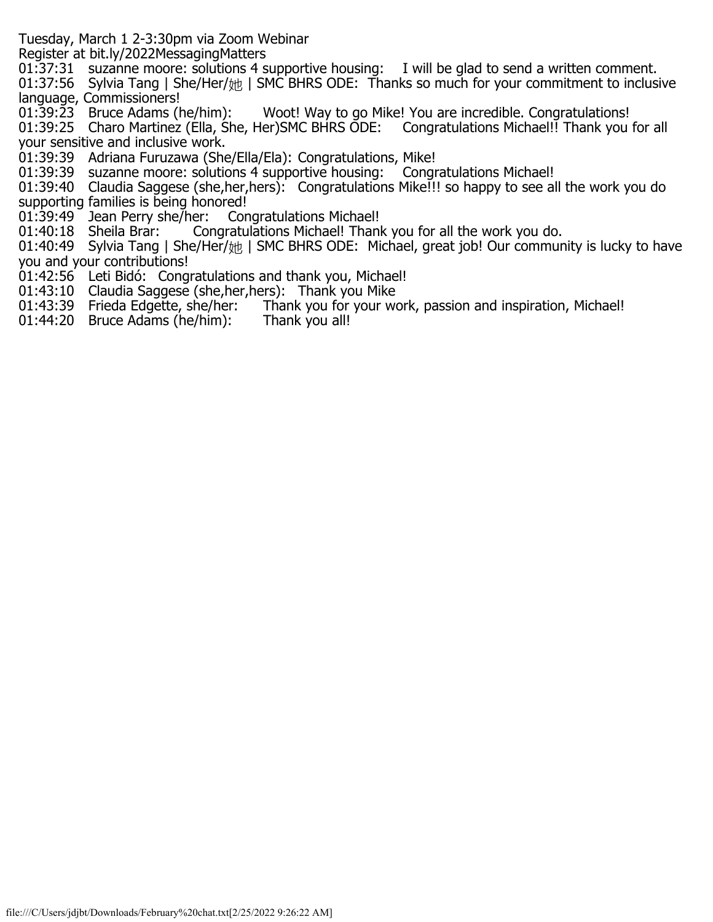Tuesday, March 1 2-3:30pm via Zoom Webinar
Register at bit.ly/2022MessagingMatters

01:37:31 suzanne moore: solutions 4 supportive housing: I will be glad to send a written comment.
01:37:56 Sylvia Tang | She/Her/她 | SMC BHRS ODE: Thanks so much for your commitment to inclusive language, Commissioners!
01:39:23 Bruce Adams (he/him): Woot! Way to go Mike! You are incredible. Congratulations!
01:39:25 Charo Martinez (Ella, She, Her)SMC BHRS ODE: Congratulations Michael!! Thank you for all your sensitive and inclusive work.
01:39:39 Adriana Furuzawa (She/Ella/Ela): Congratulations, Mike!
01:39:39 suzanne moore: solutions 4 supportive housing: Congratulations Michael!
01:39:40 Claudia Saggese (she,her,hers): Congratulations Mike!!! so happy to see all the work you do supporting families is being honored!
01:39:49 Jean Perry she/her: Congratulations Michael!
01:40:18 Sheila Brar: Congratulations Michael! Thank you for all the work you do.
01:40:49 Sylvia Tang | She/Her/她 | SMC BHRS ODE: Michael, great job! Our community is lucky to have you and your contributions!
01:42:56 Leti Bidó: Congratulations and thank you, Michael!
01:43:10 Claudia Saggese (she,her,hers): Thank you Mike
01:43:39 Frieda Edgette, she/her: Thank you for your work, passion and inspiration, Michael!
01:44:20 Bruce Adams (he/him): Thank you all!